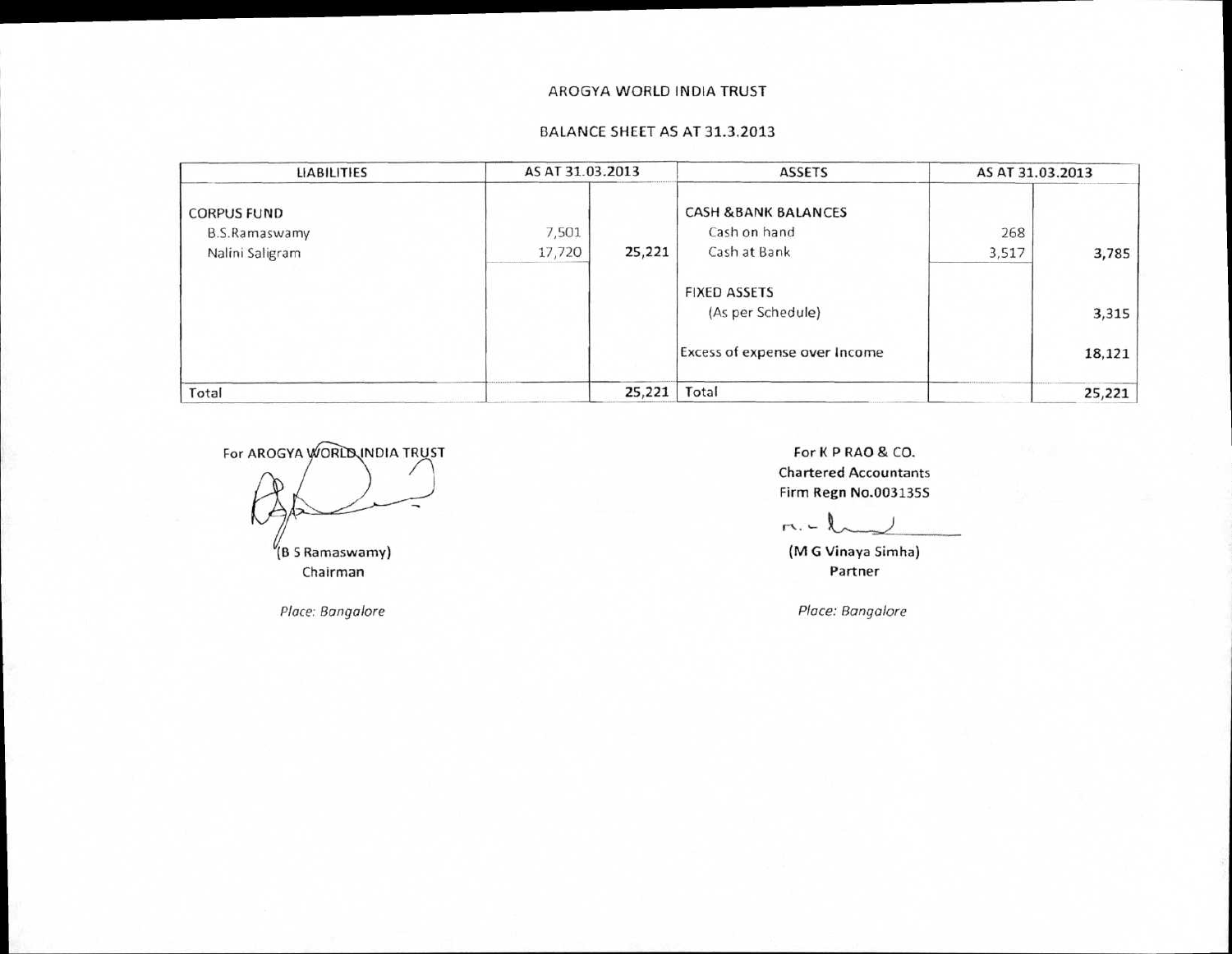# AROGYA WORLD INDIA TRUST

## BALANCE SHEET AS AT 31.3.2013

| LIABILITIES | AS AT 31.03.2013 | | ASSETS | AS AT 31.03.2013 | |
|---|---|---|---|---|---|
| CORPUS FUND | | | CASH &BANK BALANCES | | |
| B.S.Ramaswamy | 7,501 | | Cash on hand | 268 | |
| Nalini Saligram | 17,720 | **25,221** | Cash at Bank | 3,517 | **3,785** |
| | | | FIXED ASSETS | | |
| | | | (As per Schedule) | | **3,315** |
| | | | Excess of expense over Income | | **18,121** |
| Total | | **25,221** | Total | | **25,221** |

For AROGYA WORLD INDIA TRUST

(B S Ramaswamy)
Chairman

*Place: Bangalore*

For K P RAO & CO.
Chartered Accountants
Firm Regn No.003135S

(M G Vinaya Simha)
Partner

*Place: Bangalore*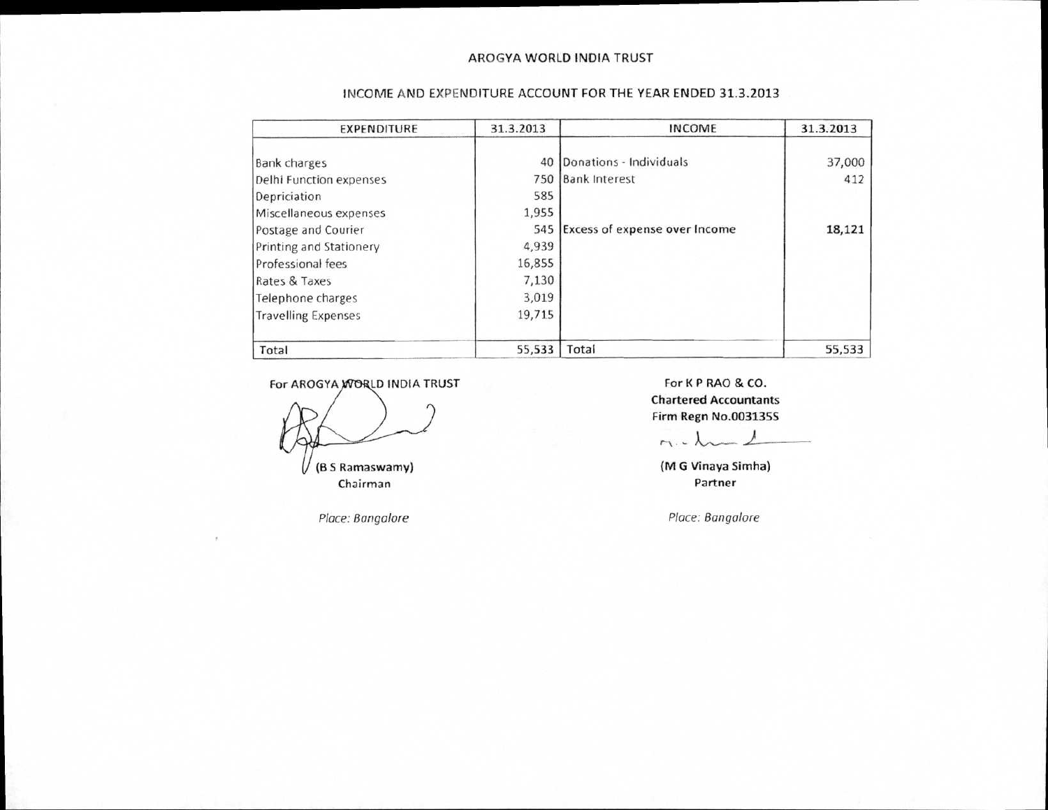AROGYA WORLD INDIA TRUST

INCOME AND EXPENDITURE ACCOUNT FOR THE YEAR ENDED 31.3.2013

| EXPENDITURE | 31.3.2013 | INCOME | 31.3.2013 |
| --- | --- | --- | --- |
| Bank charges | 40 | Donations - Individuals | 37,000 |
| Delhi Function expenses | 750 | Bank Interest | 412 |
| Depriciation | 585 | | |
| Miscellaneous expenses | 1,955 | | |
| Postage and Courier | 545 | Excess of expense over Income | **18,121** |
| Printing and Stationery | 4,939 | | |
| Professional fees | 16,855 | | |
| Rates & Taxes | 7,130 | | |
| Telephone charges | 3,019 | | |
| Travelling Expenses | 19,715 | | |
| Total | 55,533 | Total | 55,533 |

For AROGYA WORLD INDIA TRUST

(B S Ramaswamy)
Chairman

*Place: Bangalore*

For K P RAO & CO.
**Chartered Accountants**
**Firm Regn No.003135S**

**(M G Vinaya Simha)**
**Partner**

*Place: Bangalore*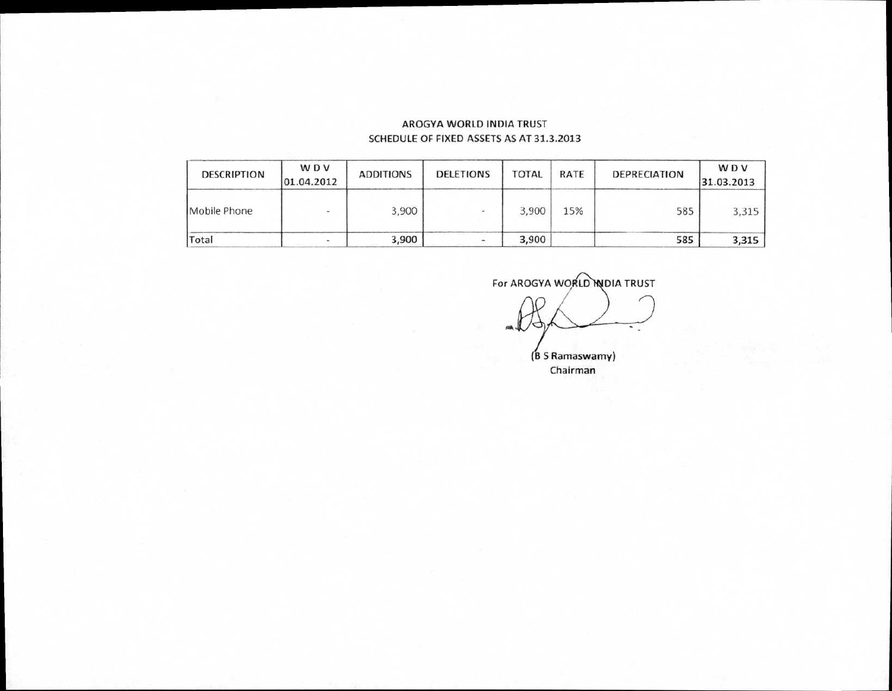AROGYA WORLD INDIA TRUST

SCHEDULE OF FIXED ASSETS AS AT 31.3.2013

| DESCRIPTION | W D V 01.04.2012 | ADDITIONS | DELETIONS | TOTAL | RATE | DEPRECIATION | W D V 31.03.2013 |
|---|---|---|---|---|---|---|---|
| Mobile Phone | - | 3,900 | - | 3,900 | 15% | 585 | 3,315 |
| Total | - | **3,900** | - | **3,900** | | **585** | **3,315** |

For AROGYA WORLD INDIA TRUST

(B S Ramaswamy)

Chairman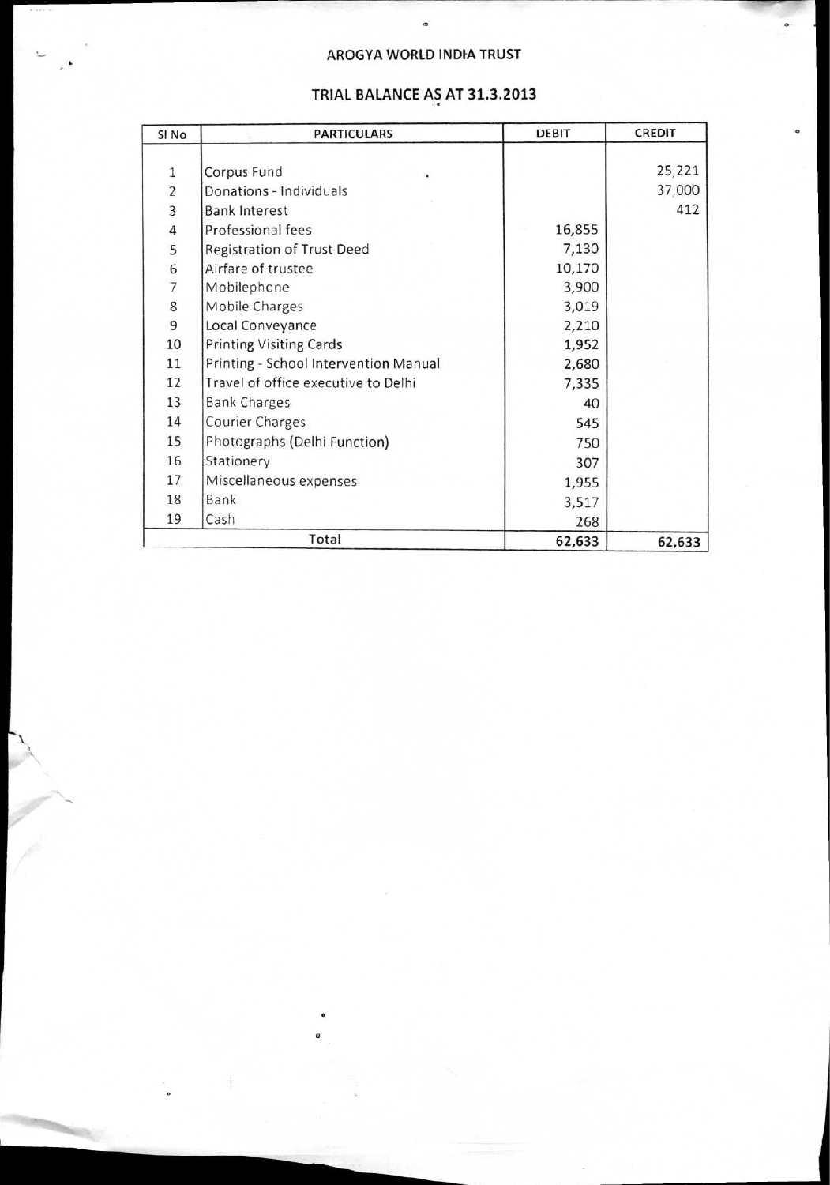# AROGYA WORLD INDIA TRUST

## TRIAL BALANCE AS AT 31.3.2013

| Sl No | PARTICULARS | DEBIT | CREDIT |
|---|---|---|---|
| 1 | Corpus Fund | | 25,221 |
| 2 | Donations - Individuals | | 37,000 |
| 3 | Bank Interest | | 412 |
| 4 | Professional fees | 16,855 | |
| 5 | Registration of Trust Deed | 7,130 | |
| 6 | Airfare of trustee | 10,170 | |
| 7 | Mobilephone | 3,900 | |
| 8 | Mobile Charges | 3,019 | |
| 9 | Local Conveyance | 2,210 | |
| 10 | Printing Visiting Cards | 1,952 | |
| 11 | Printing - School Intervention Manual | 2,680 | |
| 12 | Travel of office executive to Delhi | 7,335 | |
| 13 | Bank Charges | 40 | |
| 14 | Courier Charges | 545 | |
| 15 | Photographs (Delhi Function) | 750 | |
| 16 | Stationery | 307 | |
| 17 | Miscellaneous expenses | 1,955 | |
| 18 | Bank | 3,517 | |
| 19 | Cash | 268 | |
| | Total | 62,633 | 62,633 |